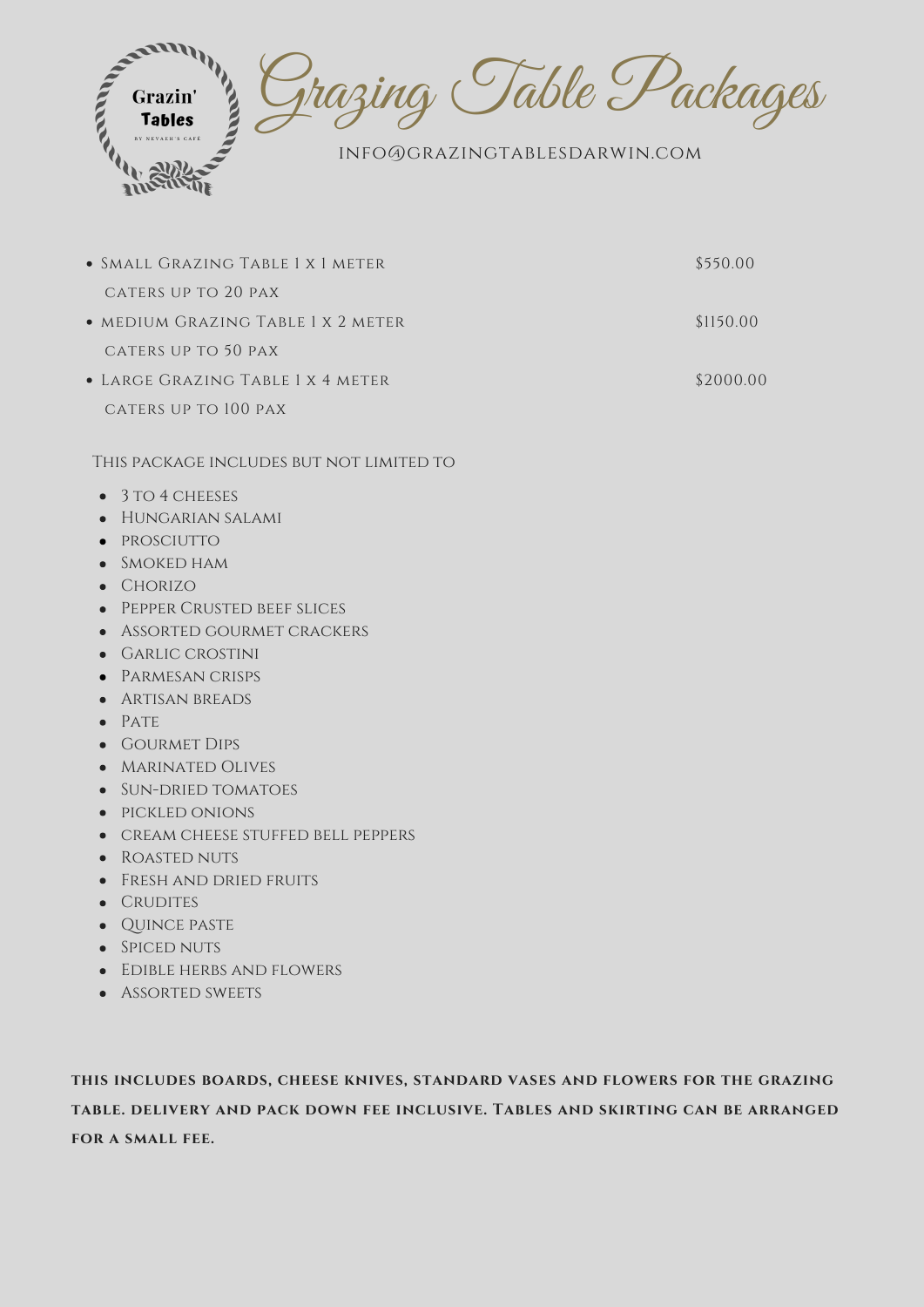Grazin' Tables
BY NEVAEH'S CAFÉ

# Grazing Table Packages

INFO@GRAZINGTABLESDARWIN.COM

- Small Grazing Table 1 x 1 meter — $550.00
  caters up to 20 pax
- medium Grazing Table 1 x 2 meter — $1150.00
  caters up to 50 pax
- Large Grazing Table 1 x 4 meter — $2000.00
  caters up to 100 pax

This package includes but not limited to

- 3 to 4 cheeses
- Hungarian salami
- prosciutto
- Smoked ham
- Chorizo
- Pepper Crusted beef slices
- Assorted gourmet crackers
- Garlic crostini
- Parmesan crisps
- Artisan breads
- Pate
- Gourmet Dips
- Marinated Olives
- Sun-dried tomatoes
- pickled onions
- cream cheese stuffed bell peppers
- Roasted nuts
- Fresh and dried fruits
- Crudites
- Quince paste
- Spiced nuts
- Edible herbs and flowers
- Assorted sweets

**this includes boards, cheese knives, standard vases and flowers for the grazing table. delivery and pack down fee inclusive. Tables and skirting can be arranged for a small fee.**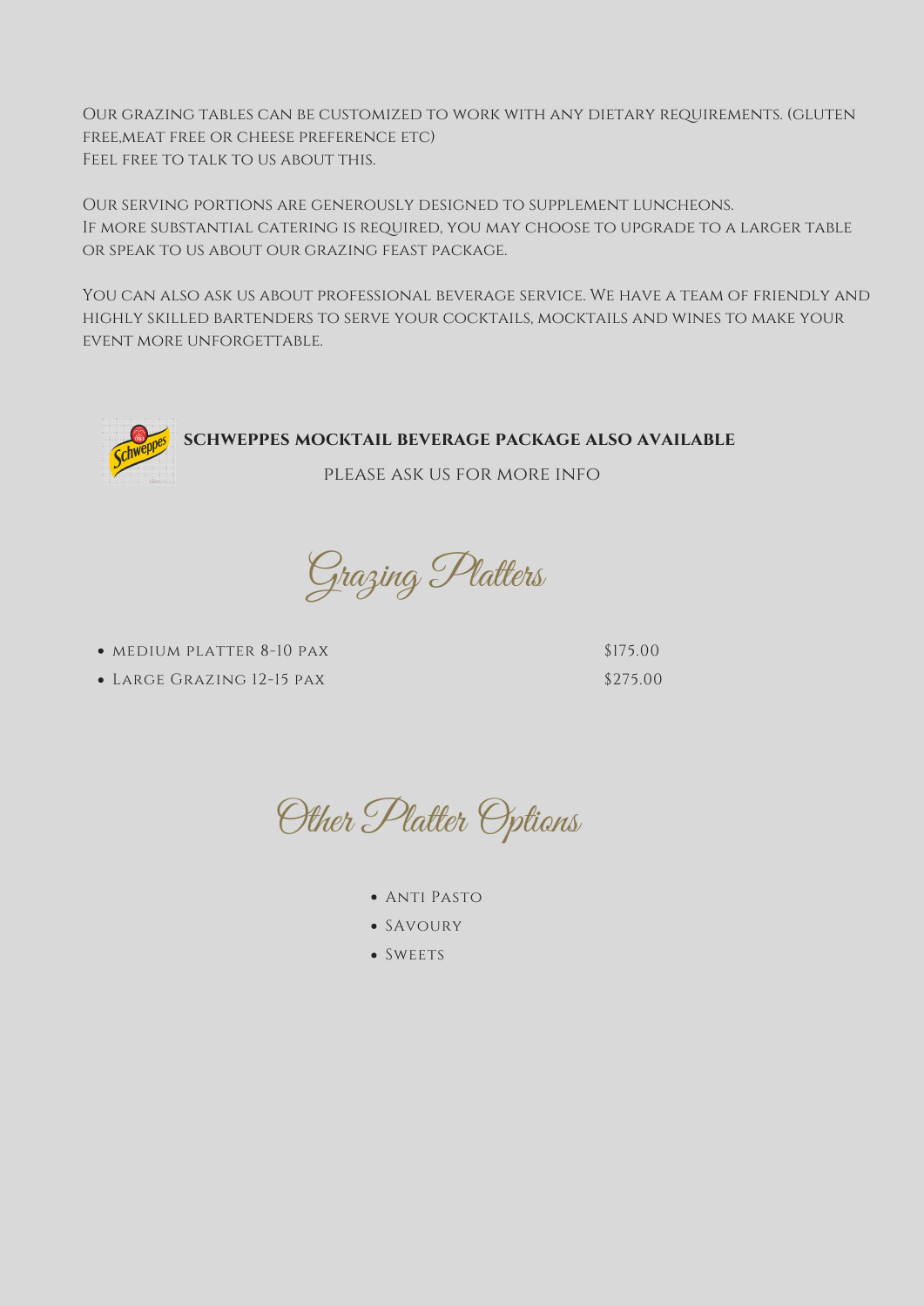Our grazing tables can be customized to work with any dietary requirements. (gluten free,meat free or cheese preference etc)
Feel free to talk to us about this.

Our serving portions are generously designed to supplement luncheons.
If more substantial catering is required, you may choose to upgrade to a larger table or speak to us about our grazing feast package.

You can also ask us about professional beverage service. We have a team of friendly and highly skilled bartenders to serve your cocktails, mocktails and wines to make your event more unforgettable.

**SCHWEPPES MOCKTAIL BEVERAGE PACKAGE ALSO AVAILABLE**

PLEASE ASK US FOR MORE INFO

## Grazing Platters

| | |
|---|---|
| • medium platter 8-10 pax | $175.00 |
| • Large Grazing 12-15 pax | $275.00 |

## Other Platter Options

- Anti Pasto
- SAvoury
- Sweets